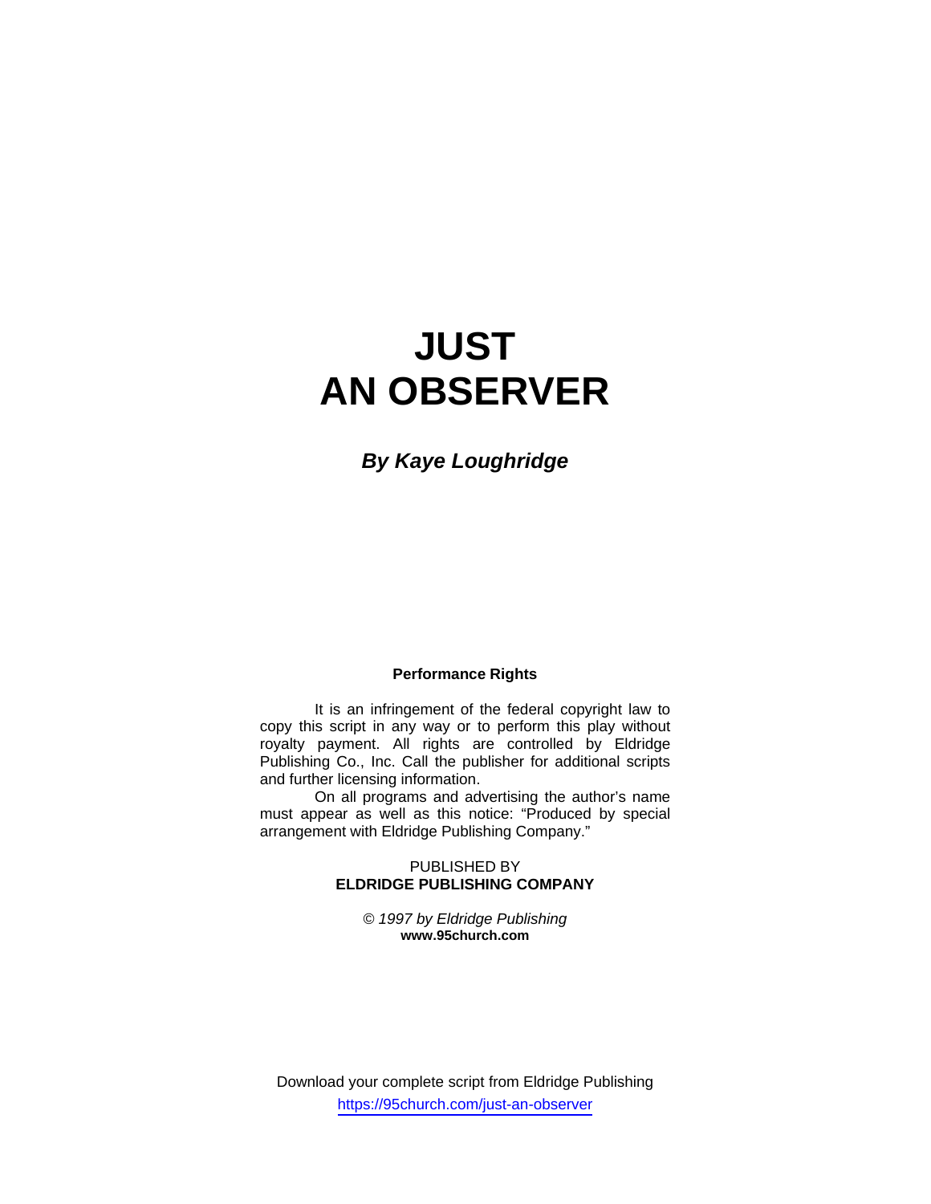# JUST
# AN OBSERVER

***By Kaye Loughridge***

**Performance Rights**

It is an infringement of the federal copyright law to copy this script in any way or to perform this play without royalty payment. All rights are controlled by Eldridge Publishing Co., Inc. Call the publisher for additional scripts and further licensing information.

On all programs and advertising the author's name must appear as well as this notice: "Produced by special arrangement with Eldridge Publishing Company."

PUBLISHED BY
**ELDRIDGE PUBLISHING COMPANY**

*© 1997 by Eldridge Publishing*
**www.95church.com**

Download your complete script from Eldridge Publishing
https://95church.com/just-an-observer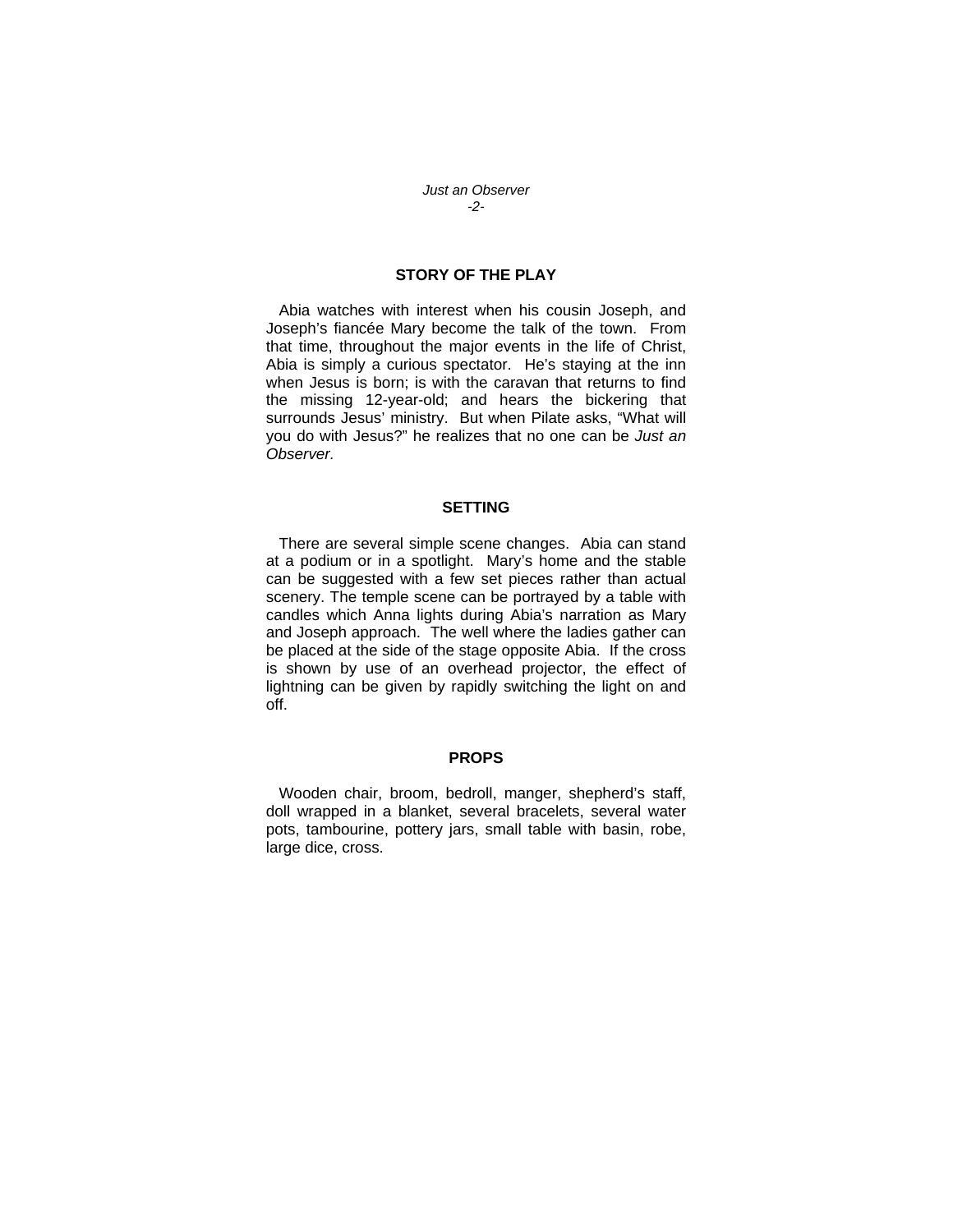## STORY OF THE PLAY

Abia watches with interest when his cousin Joseph, and Joseph's fiancée Mary become the talk of the town. From that time, throughout the major events in the life of Christ, Abia is simply a curious spectator. He's staying at the inn when Jesus is born; is with the caravan that returns to find the missing 12-year-old; and hears the bickering that surrounds Jesus' ministry. But when Pilate asks, "What will you do with Jesus?" he realizes that no one can be *Just an Observer.*

## SETTING

There are several simple scene changes. Abia can stand at a podium or in a spotlight. Mary's home and the stable can be suggested with a few set pieces rather than actual scenery. The temple scene can be portrayed by a table with candles which Anna lights during Abia's narration as Mary and Joseph approach. The well where the ladies gather can be placed at the side of the stage opposite Abia. If the cross is shown by use of an overhead projector, the effect of lightning can be given by rapidly switching the light on and off.

## PROPS

Wooden chair, broom, bedroll, manger, shepherd's staff, doll wrapped in a blanket, several bracelets, several water pots, tambourine, pottery jars, small table with basin, robe, large dice, cross.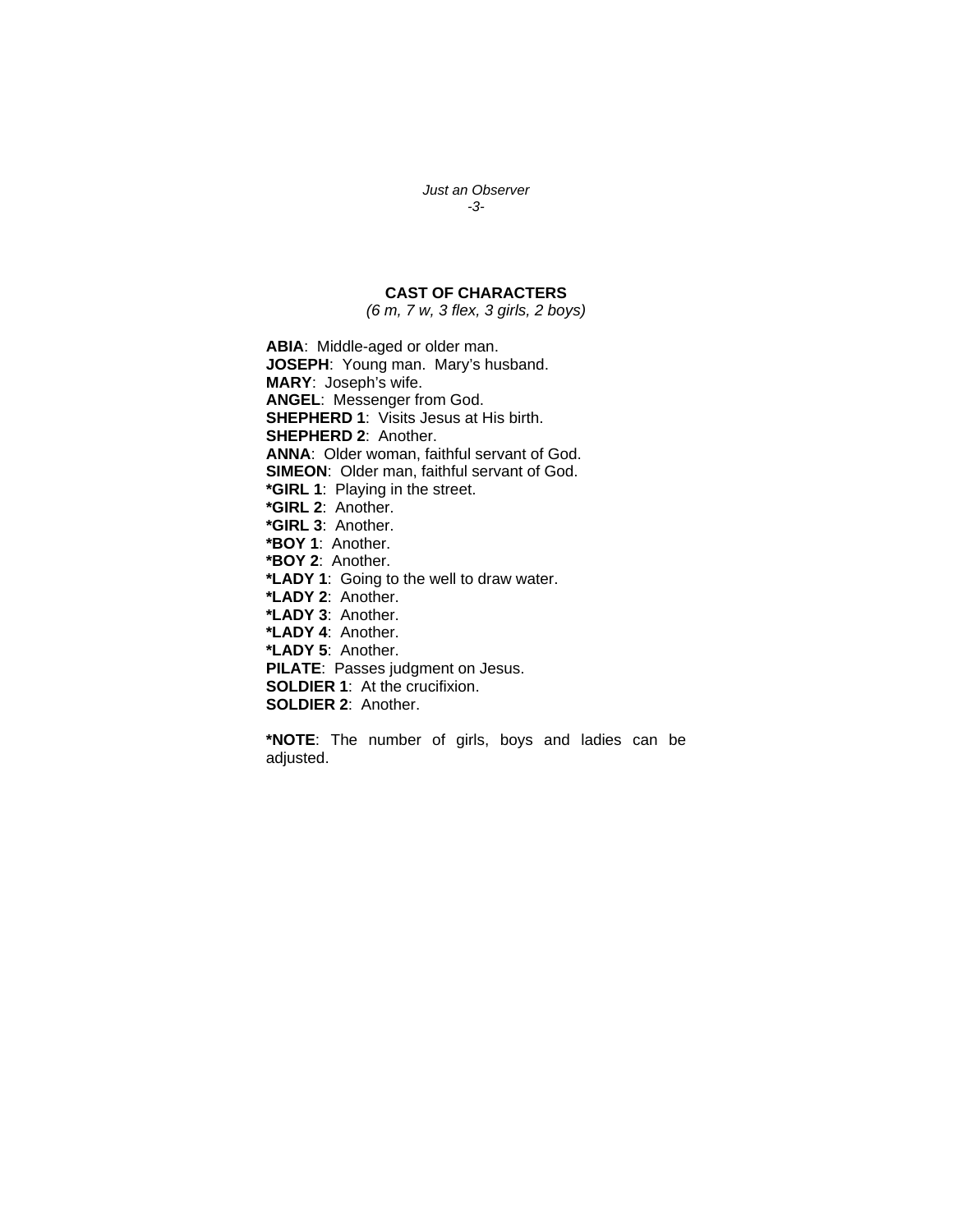## CAST OF CHARACTERS

*(6 m, 7 w, 3 flex, 3 girls, 2 boys)*

**ABIA**: Middle-aged or older man.
**JOSEPH**: Young man. Mary's husband.
**MARY**: Joseph's wife.
**ANGEL**: Messenger from God.
**SHEPHERD 1**: Visits Jesus at His birth.
**SHEPHERD 2**: Another.
**ANNA**: Older woman, faithful servant of God.
**SIMEON**: Older man, faithful servant of God.
***GIRL 1**: Playing in the street.
***GIRL 2**: Another.
***GIRL 3**: Another.
***BOY 1**: Another.
***BOY 2**: Another.
***LADY 1**: Going to the well to draw water.
***LADY 2**: Another.
***LADY 3**: Another.
***LADY 4**: Another.
***LADY 5**: Another.
**PILATE**: Passes judgment on Jesus.
**SOLDIER 1**: At the crucifixion.
**SOLDIER 2**: Another.

***NOTE**: The number of girls, boys and ladies can be adjusted.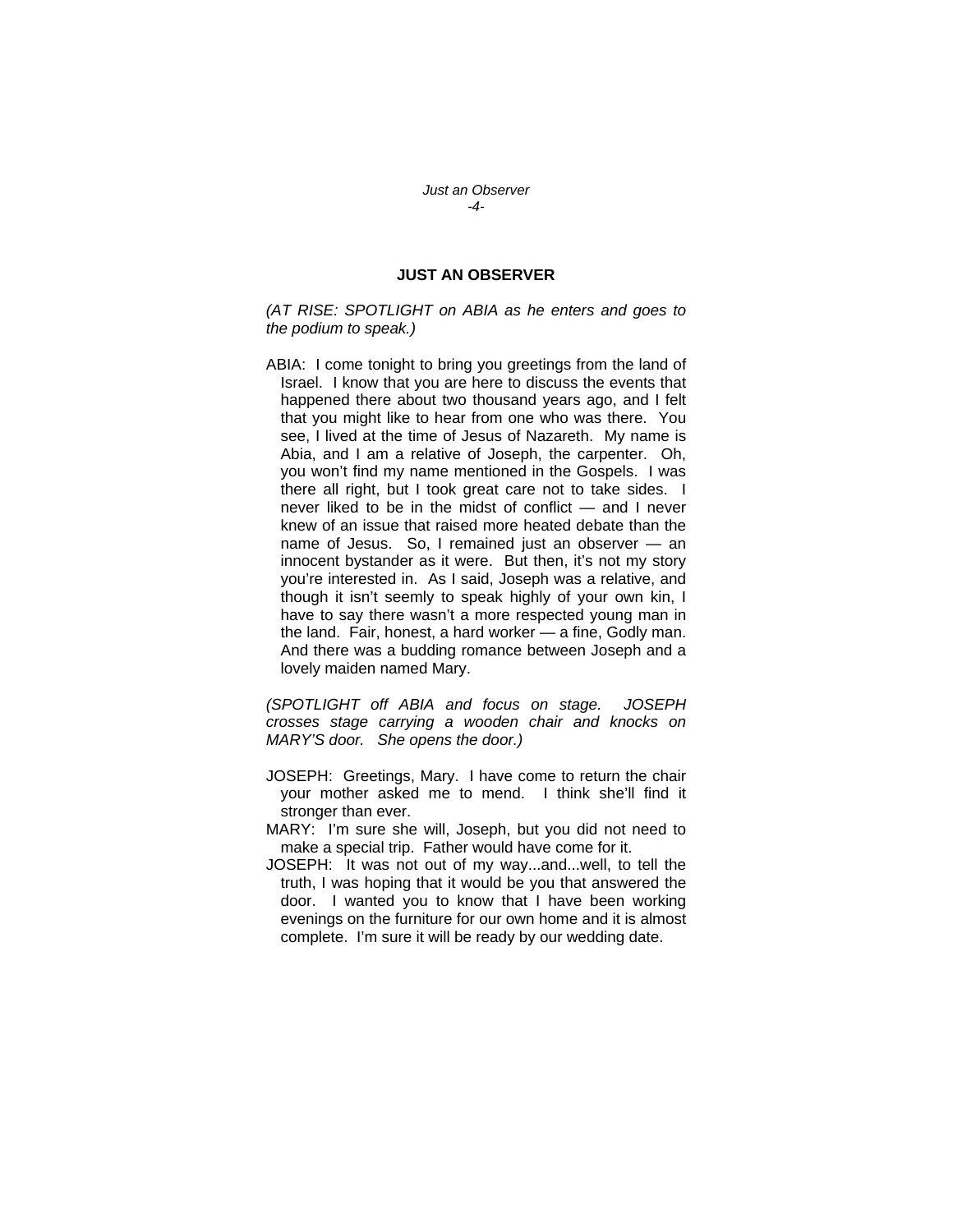## JUST AN OBSERVER

*(AT RISE: SPOTLIGHT on ABIA as he enters and goes to the podium to speak.)*

ABIA: I come tonight to bring you greetings from the land of Israel. I know that you are here to discuss the events that happened there about two thousand years ago, and I felt that you might like to hear from one who was there. You see, I lived at the time of Jesus of Nazareth. My name is Abia, and I am a relative of Joseph, the carpenter. Oh, you won't find my name mentioned in the Gospels. I was there all right, but I took great care not to take sides. I never liked to be in the midst of conflict — and I never knew of an issue that raised more heated debate than the name of Jesus. So, I remained just an observer — an innocent bystander as it were. But then, it's not my story you're interested in. As I said, Joseph was a relative, and though it isn't seemly to speak highly of your own kin, I have to say there wasn't a more respected young man in the land. Fair, honest, a hard worker — a fine, Godly man. And there was a budding romance between Joseph and a lovely maiden named Mary.

*(SPOTLIGHT off ABIA and focus on stage. JOSEPH crosses stage carrying a wooden chair and knocks on MARY'S door. She opens the door.)*

JOSEPH: Greetings, Mary. I have come to return the chair your mother asked me to mend. I think she'll find it stronger than ever.

MARY: I'm sure she will, Joseph, but you did not need to make a special trip. Father would have come for it.

JOSEPH: It was not out of my way...and...well, to tell the truth, I was hoping that it would be you that answered the door. I wanted you to know that I have been working evenings on the furniture for our own home and it is almost complete. I'm sure it will be ready by our wedding date.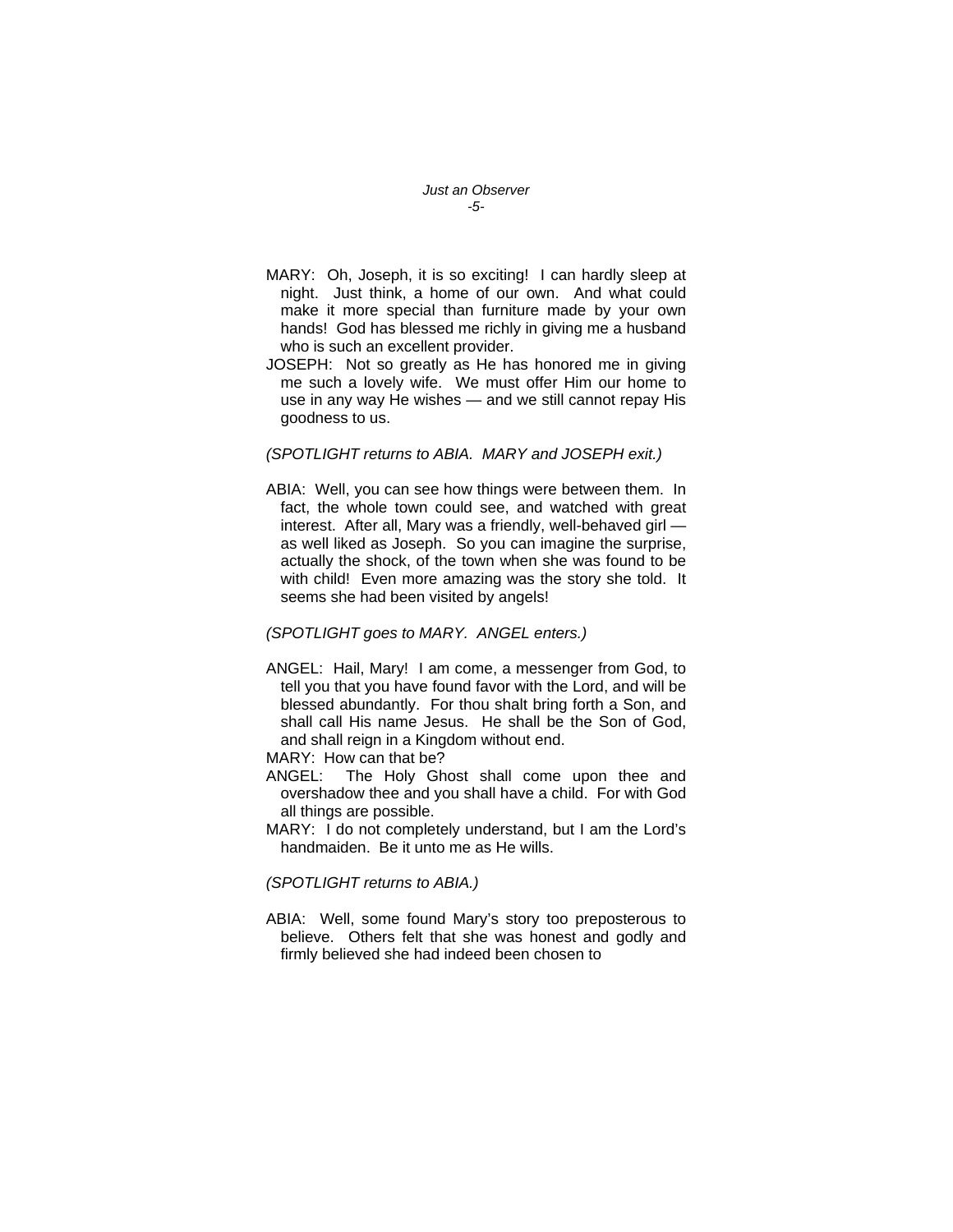MARY: Oh, Joseph, it is so exciting! I can hardly sleep at night. Just think, a home of our own. And what could make it more special than furniture made by your own hands! God has blessed me richly in giving me a husband who is such an excellent provider.

JOSEPH: Not so greatly as He has honored me in giving me such a lovely wife. We must offer Him our home to use in any way He wishes — and we still cannot repay His goodness to us.

*(SPOTLIGHT returns to ABIA. MARY and JOSEPH exit.)*

ABIA: Well, you can see how things were between them. In fact, the whole town could see, and watched with great interest. After all, Mary was a friendly, well-behaved girl — as well liked as Joseph. So you can imagine the surprise, actually the shock, of the town when she was found to be with child! Even more amazing was the story she told. It seems she had been visited by angels!

*(SPOTLIGHT goes to MARY. ANGEL enters.)*

ANGEL: Hail, Mary! I am come, a messenger from God, to tell you that you have found favor with the Lord, and will be blessed abundantly. For thou shalt bring forth a Son, and shall call His name Jesus. He shall be the Son of God, and shall reign in a Kingdom without end.

MARY: How can that be?

ANGEL: The Holy Ghost shall come upon thee and overshadow thee and you shall have a child. For with God all things are possible.

MARY: I do not completely understand, but I am the Lord's handmaiden. Be it unto me as He wills.

*(SPOTLIGHT returns to ABIA.)*

ABIA: Well, some found Mary's story too preposterous to believe. Others felt that she was honest and godly and firmly believed she had indeed been chosen to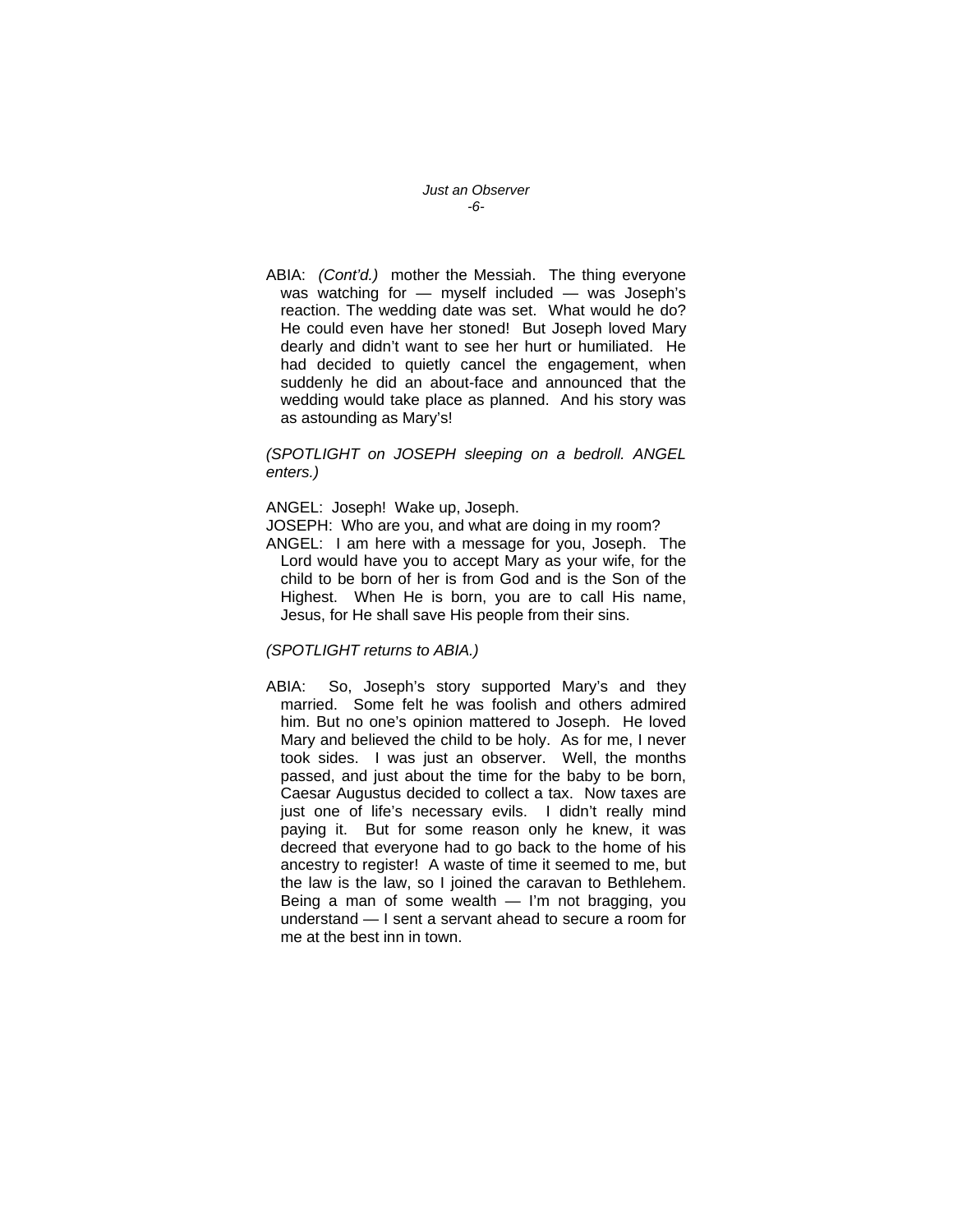ABIA: *(Cont'd.)* mother the Messiah. The thing everyone was watching for — myself included — was Joseph's reaction. The wedding date was set. What would he do? He could even have her stoned! But Joseph loved Mary dearly and didn't want to see her hurt or humiliated. He had decided to quietly cancel the engagement, when suddenly he did an about-face and announced that the wedding would take place as planned. And his story was as astounding as Mary's!

*(SPOTLIGHT on JOSEPH sleeping on a bedroll. ANGEL enters.)*

ANGEL: Joseph! Wake up, Joseph.

JOSEPH: Who are you, and what are doing in my room?

ANGEL: I am here with a message for you, Joseph. The Lord would have you to accept Mary as your wife, for the child to be born of her is from God and is the Son of the Highest. When He is born, you are to call His name, Jesus, for He shall save His people from their sins.

*(SPOTLIGHT returns to ABIA.)*

ABIA: So, Joseph's story supported Mary's and they married. Some felt he was foolish and others admired him. But no one's opinion mattered to Joseph. He loved Mary and believed the child to be holy. As for me, I never took sides. I was just an observer. Well, the months passed, and just about the time for the baby to be born, Caesar Augustus decided to collect a tax. Now taxes are just one of life's necessary evils. I didn't really mind paying it. But for some reason only he knew, it was decreed that everyone had to go back to the home of his ancestry to register! A waste of time it seemed to me, but the law is the law, so I joined the caravan to Bethlehem. Being a man of some wealth — I'm not bragging, you understand — I sent a servant ahead to secure a room for me at the best inn in town.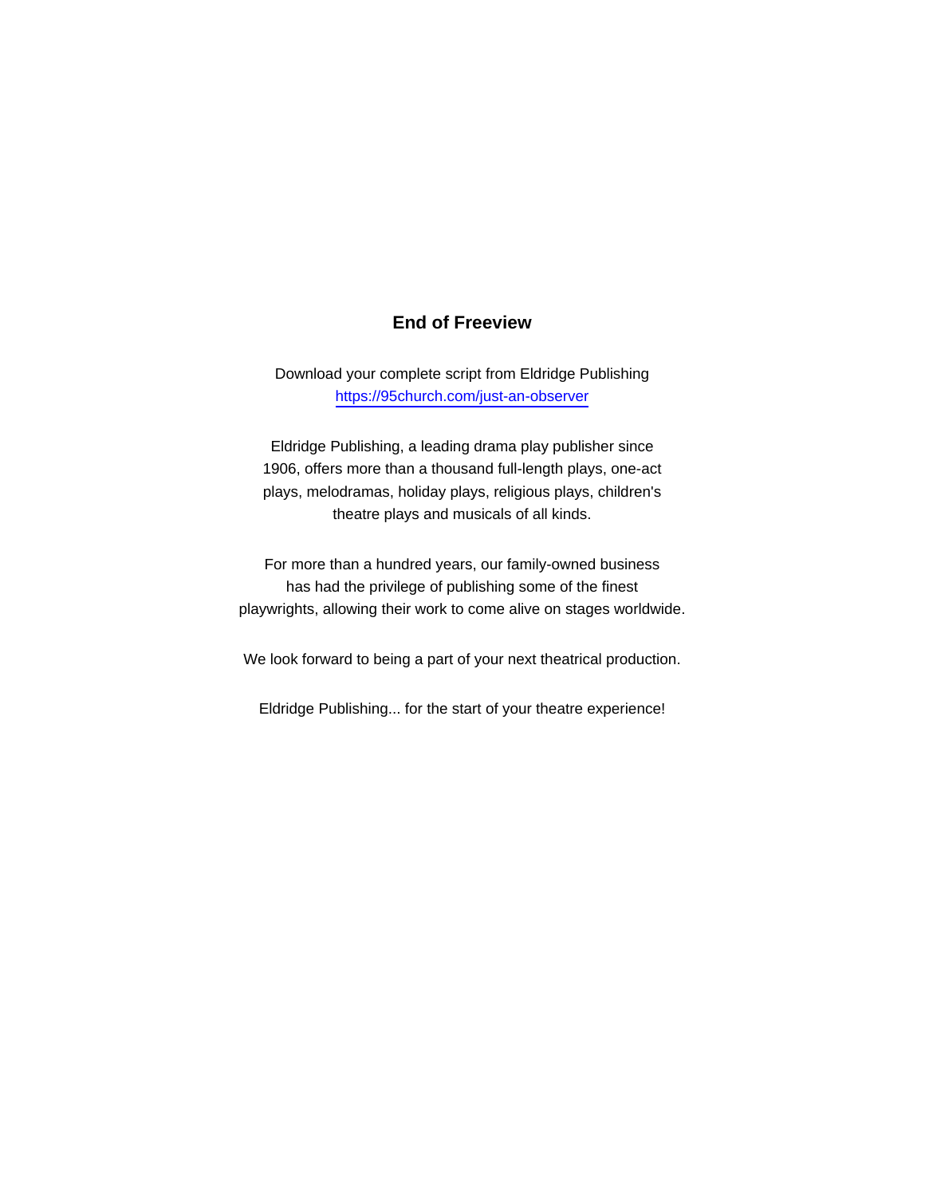## End of Freeview

Download your complete script from Eldridge Publishing
https://95church.com/just-an-observer

Eldridge Publishing, a leading drama play publisher since 1906, offers more than a thousand full-length plays, one-act plays, melodramas, holiday plays, religious plays, children's theatre plays and musicals of all kinds.

For more than a hundred years, our family-owned business has had the privilege of publishing some of the finest playwrights, allowing their work to come alive on stages worldwide.

We look forward to being a part of your next theatrical production.

Eldridge Publishing... for the start of your theatre experience!